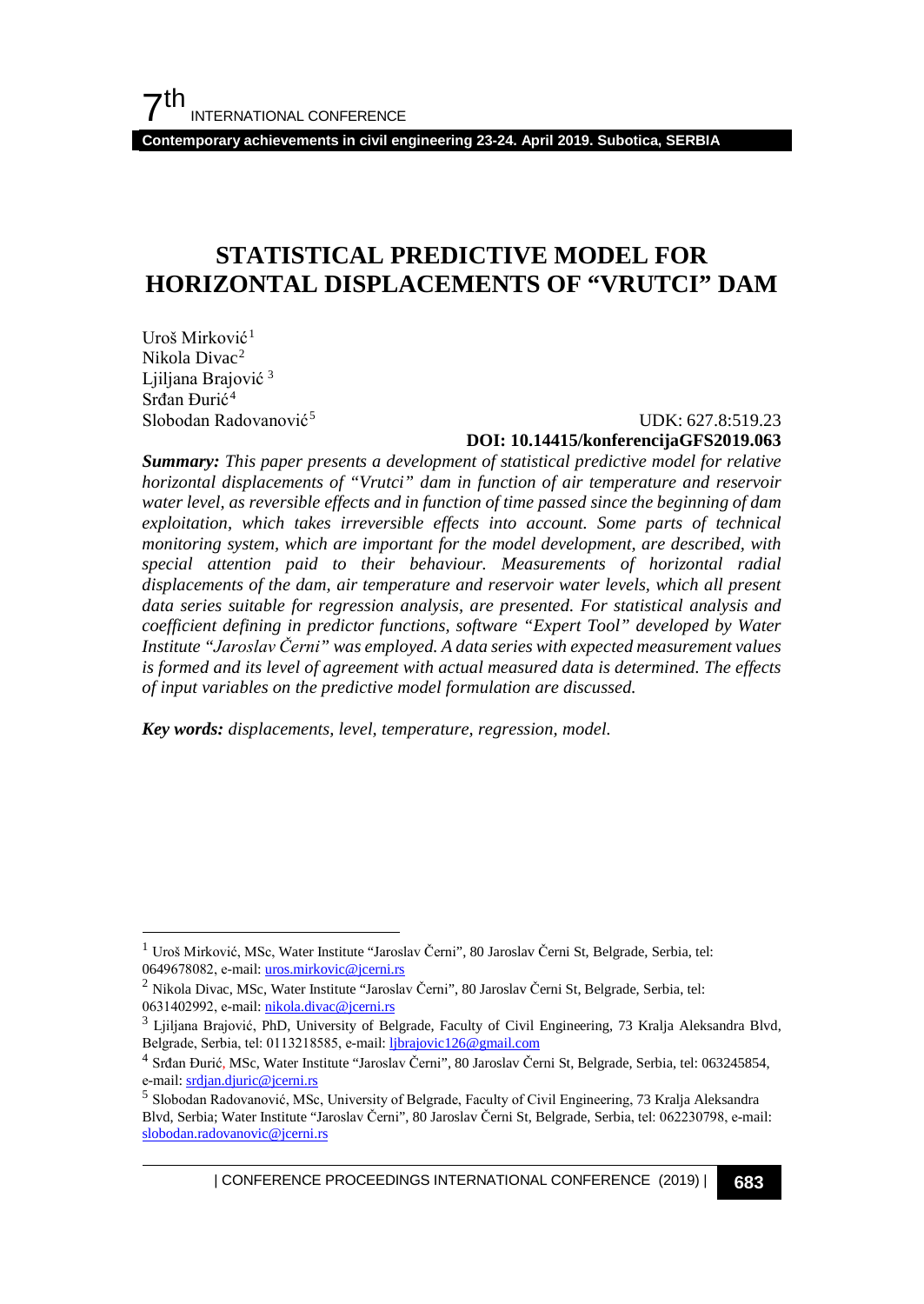# STATISTICAL PREDICTIVE MODEL FOR HORIZONTAL DISPLACEMENTS OF "VRUTCI" DAM

Uroš Mirković[1]
Nikola Divac[2]
Ljiljana Brajović[3]
Srđan Đurić[4]
Slobodan Radovanović[5]

UDK: 627.8:519.23
**DOI: 10.14415/konferencijaGFS2019.063**

***Summary:*** *This paper presents a development of statistical predictive model for relative horizontal displacements of "Vrutci" dam in function of air temperature and reservoir water level, as reversible effects and in function of time passed since the beginning of dam exploitation, which takes irreversible effects into account. Some parts of technical monitoring system, which are important for the model development, are described, with special attention paid to their behaviour. Measurements of horizontal radial displacements of the dam, air temperature and reservoir water levels, which all present data series suitable for regression analysis, are presented. For statistical analysis and coefficient defining in predictor functions, software "Expert Tool" developed by Water Institute "Jaroslav Černi" was employed. A data series with expected measurement values is formed and its level of agreement with actual measured data is determined. The effects of input variables on the predictive model formulation are discussed.*

***Key words:*** *displacements, level, temperature, regression, model.*

---

[1] Uroš Mirković, MSc, Water Institute "Jaroslav Černi", 80 Jaroslav Černi St, Belgrade, Serbia, tel: 0649678082, e-mail: uros.mirkovic@jcerni.rs

[2] Nikola Divac, MSc, Water Institute "Jaroslav Černi", 80 Jaroslav Černi St, Belgrade, Serbia, tel: 0631402992, e-mail: nikola.divac@jcerni.rs

[3] Ljiljana Brajović, PhD, University of Belgrade, Faculty of Civil Engineering, 73 Kralja Aleksandra Blvd, Belgrade, Serbia, tel: 0113218585, e-mail: ljbrajovic126@gmail.com

[4] Srđan Đurić, MSc, Water Institute "Jaroslav Černi", 80 Jaroslav Černi St, Belgrade, Serbia, tel: 063245854, e-mail: srdjan.djuric@jcerni.rs

[5] Slobodan Radovanović, MSc, University of Belgrade, Faculty of Civil Engineering, 73 Kralja Aleksandra Blvd, Serbia; Water Institute "Jaroslav Černi", 80 Jaroslav Černi St, Belgrade, Serbia, tel: 062230798, e-mail: slobodan.radovanovic@jcerni.rs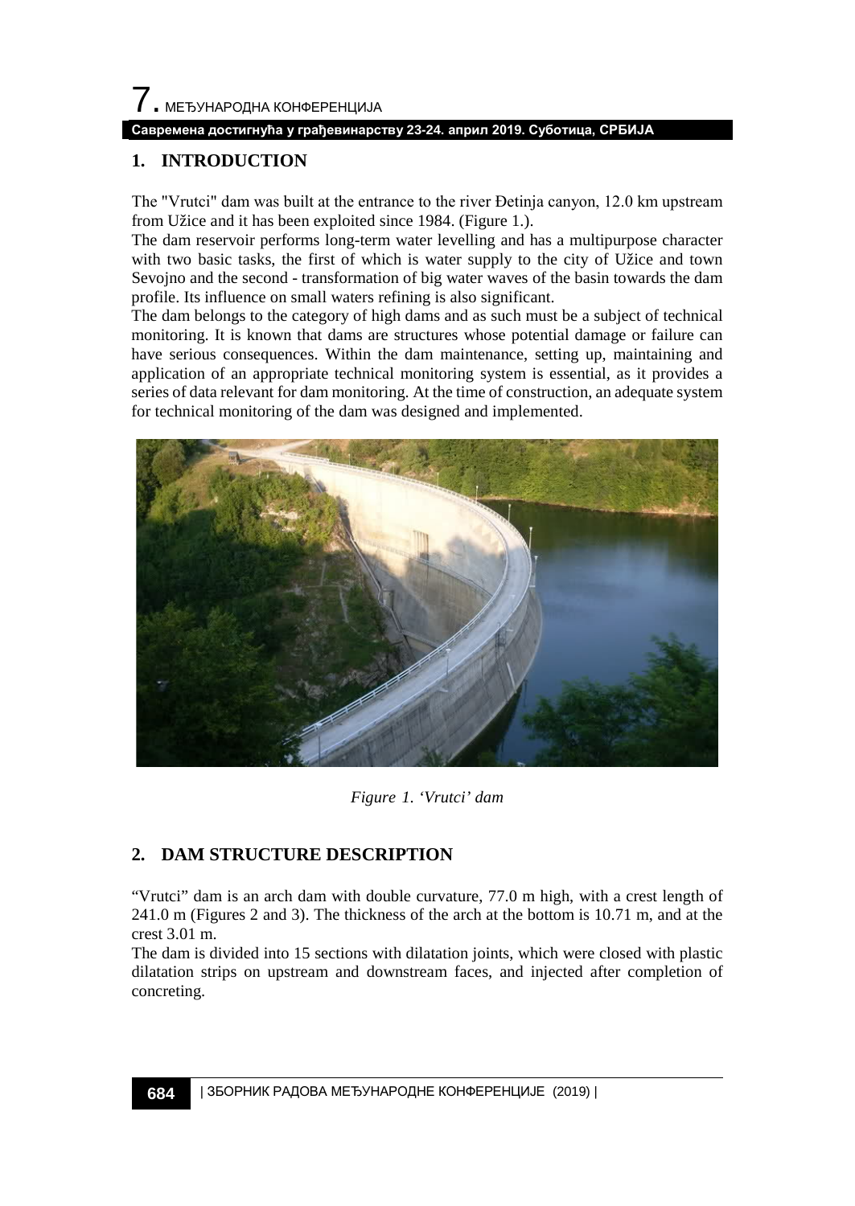## 1. INTRODUCTION

The "Vrutci" dam was built at the entrance to the river Đetinja canyon, 12.0 km upstream from Užice and it has been exploited since 1984. (Figure 1.).

The dam reservoir performs long-term water levelling and has a multipurpose character with two basic tasks, the first of which is water supply to the city of Užice and town Sevojno and the second - transformation of big water waves of the basin towards the dam profile. Its influence on small waters refining is also significant.

The dam belongs to the category of high dams and as such must be a subject of technical monitoring. It is known that dams are structures whose potential damage or failure can have serious consequences. Within the dam maintenance, setting up, maintaining and application of an appropriate technical monitoring system is essential, as it provides a series of data relevant for dam monitoring. At the time of construction, an adequate system for technical monitoring of the dam was designed and implemented.

*Figure 1. 'Vrutci' dam*

## 2. DAM STRUCTURE DESCRIPTION

"Vrutci" dam is an arch dam with double curvature, 77.0 m high, with a crest length of 241.0 m (Figures 2 and 3). The thickness of the arch at the bottom is 10.71 m, and at the crest 3.01 m.

The dam is divided into 15 sections with dilatation joints, which were closed with plastic dilatation strips on upstream and downstream faces, and injected after completion of concreting.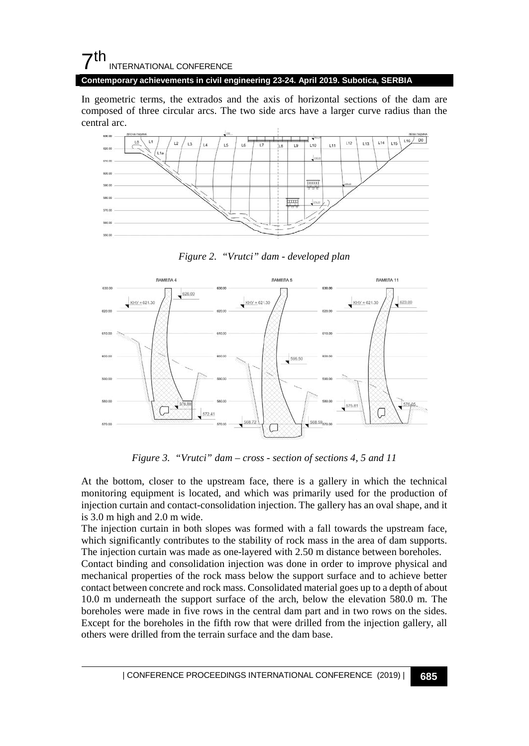In geometric terms, the extrados and the axis of horizontal sections of the dam are composed of three circular arcs. The two side arcs have a larger curve radius than the central arc.

*Figure 2. "Vrutci" dam - developed plan*

*Figure 3. "Vrutci" dam – cross - section of sections 4, 5 and 11*

At the bottom, closer to the upstream face, there is a gallery in which the technical monitoring equipment is located, and which was primarily used for the production of injection curtain and contact-consolidation injection. The gallery has an oval shape, and it is 3.0 m high and 2.0 m wide.

The injection curtain in both slopes was formed with a fall towards the upstream face, which significantly contributes to the stability of rock mass in the area of dam supports. The injection curtain was made as one-layered with 2.50 m distance between boreholes.

Contact binding and consolidation injection was done in order to improve physical and mechanical properties of the rock mass below the support surface and to achieve better contact between concrete and rock mass. Consolidated material goes up to a depth of about 10.0 m underneath the support surface of the arch, below the elevation 580.0 m. The boreholes were made in five rows in the central dam part and in two rows on the sides. Except for the boreholes in the fifth row that were drilled from the injection gallery, all others were drilled from the terrain surface and the dam base.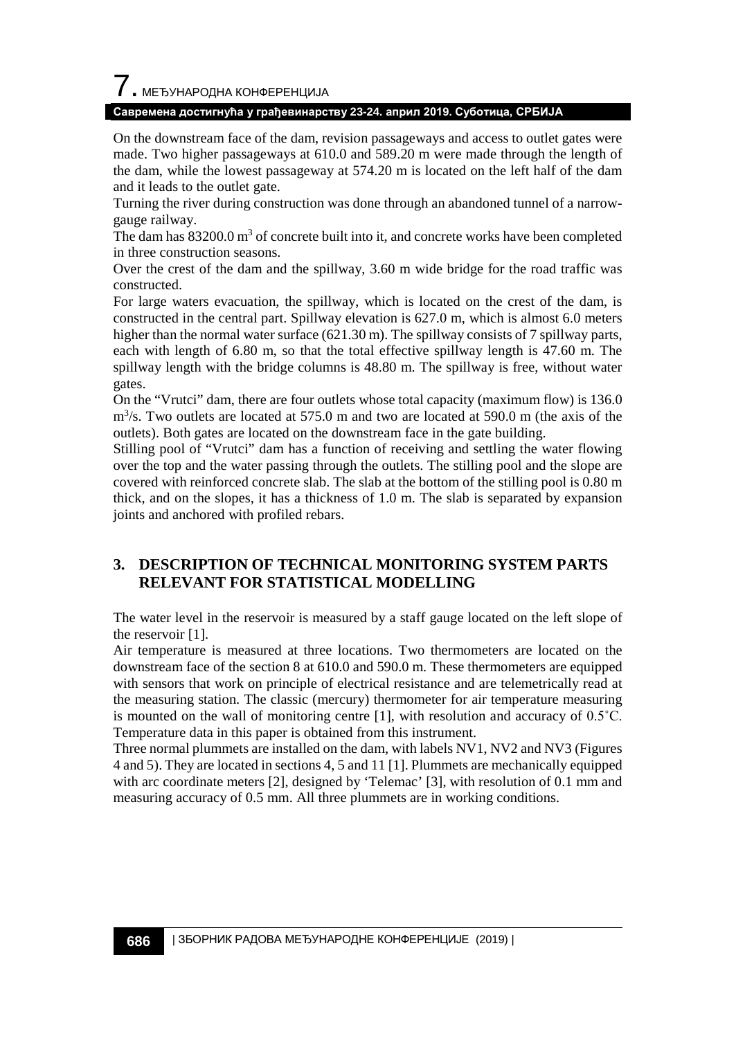On the downstream face of the dam, revision passageways and access to outlet gates were made. Two higher passageways at 610.0 and 589.20 m were made through the length of the dam, while the lowest passageway at 574.20 m is located on the left half of the dam and it leads to the outlet gate.

Turning the river during construction was done through an abandoned tunnel of a narrow-gauge railway.

The dam has 83200.0 $m^3$ of concrete built into it, and concrete works have been completed in three construction seasons.

Over the crest of the dam and the spillway, 3.60 m wide bridge for the road traffic was constructed.

For large waters evacuation, the spillway, which is located on the crest of the dam, is constructed in the central part. Spillway elevation is 627.0 m, which is almost 6.0 meters higher than the normal water surface (621.30 m). The spillway consists of 7 spillway parts, each with length of 6.80 m, so that the total effective spillway length is 47.60 m. The spillway length with the bridge columns is 48.80 m. The spillway is free, without water gates.

On the "Vrutci" dam, there are four outlets whose total capacity (maximum flow) is 136.0 $m^3/s$. Two outlets are located at 575.0 m and two are located at 590.0 m (the axis of the outlets). Both gates are located on the downstream face in the gate building.

Stilling pool of "Vrutci" dam has a function of receiving and settling the water flowing over the top and the water passing through the outlets. The stilling pool and the slope are covered with reinforced concrete slab. The slab at the bottom of the stilling pool is 0.80 m thick, and on the slopes, it has a thickness of 1.0 m. The slab is separated by expansion joints and anchored with profiled rebars.

## 3. DESCRIPTION OF TECHNICAL MONITORING SYSTEM PARTS RELEVANT FOR STATISTICAL MODELLING

The water level in the reservoir is measured by a staff gauge located on the left slope of the reservoir [1].

Air temperature is measured at three locations. Two thermometers are located on the downstream face of the section 8 at 610.0 and 590.0 m. These thermometers are equipped with sensors that work on principle of electrical resistance and are telemetrically read at the measuring station. The classic (mercury) thermometer for air temperature measuring is mounted on the wall of monitoring centre [1], with resolution and accuracy of 0.5˚C. Temperature data in this paper is obtained from this instrument.

Three normal plummets are installed on the dam, with labels NV1, NV2 and NV3 (Figures 4 and 5). They are located in sections 4, 5 and 11 [1]. Plummets are mechanically equipped with arc coordinate meters [2], designed by 'Telemac' [3], with resolution of 0.1 mm and measuring accuracy of 0.5 mm. All three plummets are in working conditions.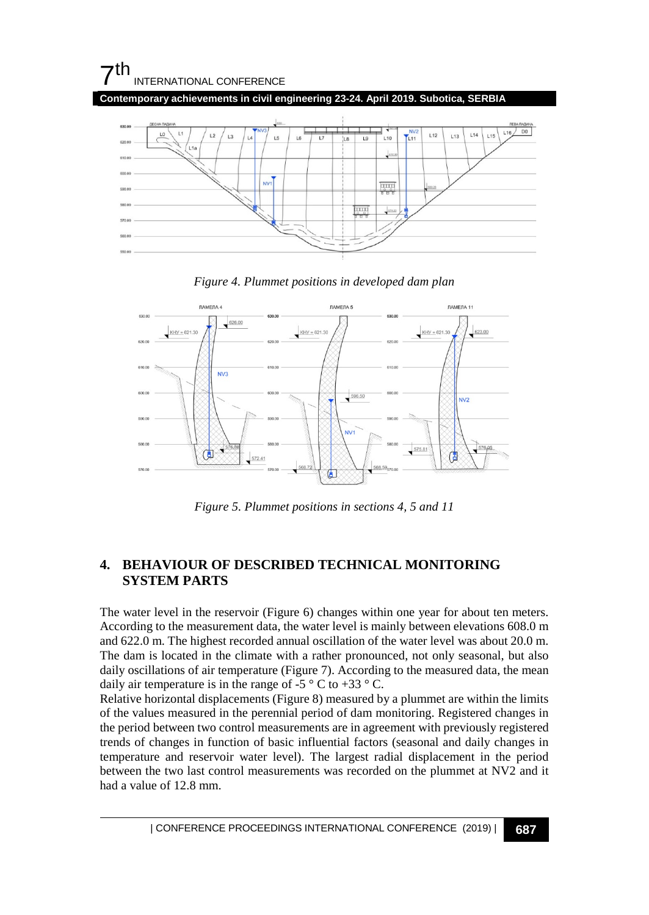*Figure 4. Plummet positions in developed dam plan*

*Figure 5. Plummet positions in sections 4, 5 and 11*

## 4. BEHAVIOUR OF DESCRIBED TECHNICAL MONITORING SYSTEM PARTS

The water level in the reservoir (Figure 6) changes within one year for about ten meters. According to the measurement data, the water level is mainly between elevations 608.0 m and 622.0 m. The highest recorded annual oscillation of the water level was about 20.0 m. The dam is located in the climate with a rather pronounced, not only seasonal, but also daily oscillations of air temperature (Figure 7). According to the measured data, the mean daily air temperature is in the range of -5 ° C to +33 ° C.

Relative horizontal displacements (Figure 8) measured by a plummet are within the limits of the values measured in the perennial period of dam monitoring. Registered changes in the period between two control measurements are in agreement with previously registered trends of changes in function of basic influential factors (seasonal and daily changes in temperature and reservoir water level). The largest radial displacement in the period between the two last control measurements was recorded on the plummet at NV2 and it had a value of 12.8 mm.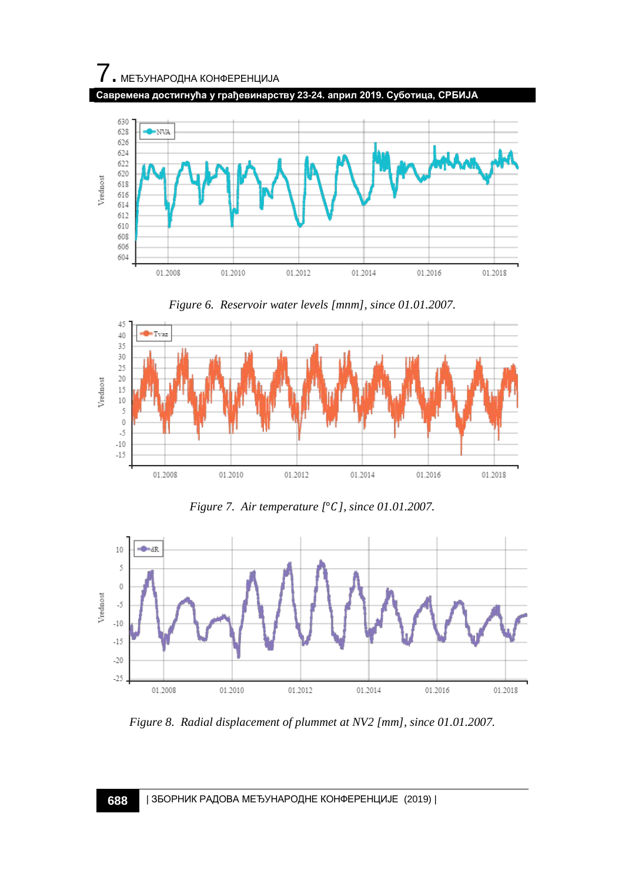*Figure 6. Reservoir water levels [mnm], since 01.01.2007.*

*Figure 7. Air temperature [°C], since 01.01.2007.*

*Figure 8. Radial displacement of plummet at NV2 [mm], since 01.01.2007.*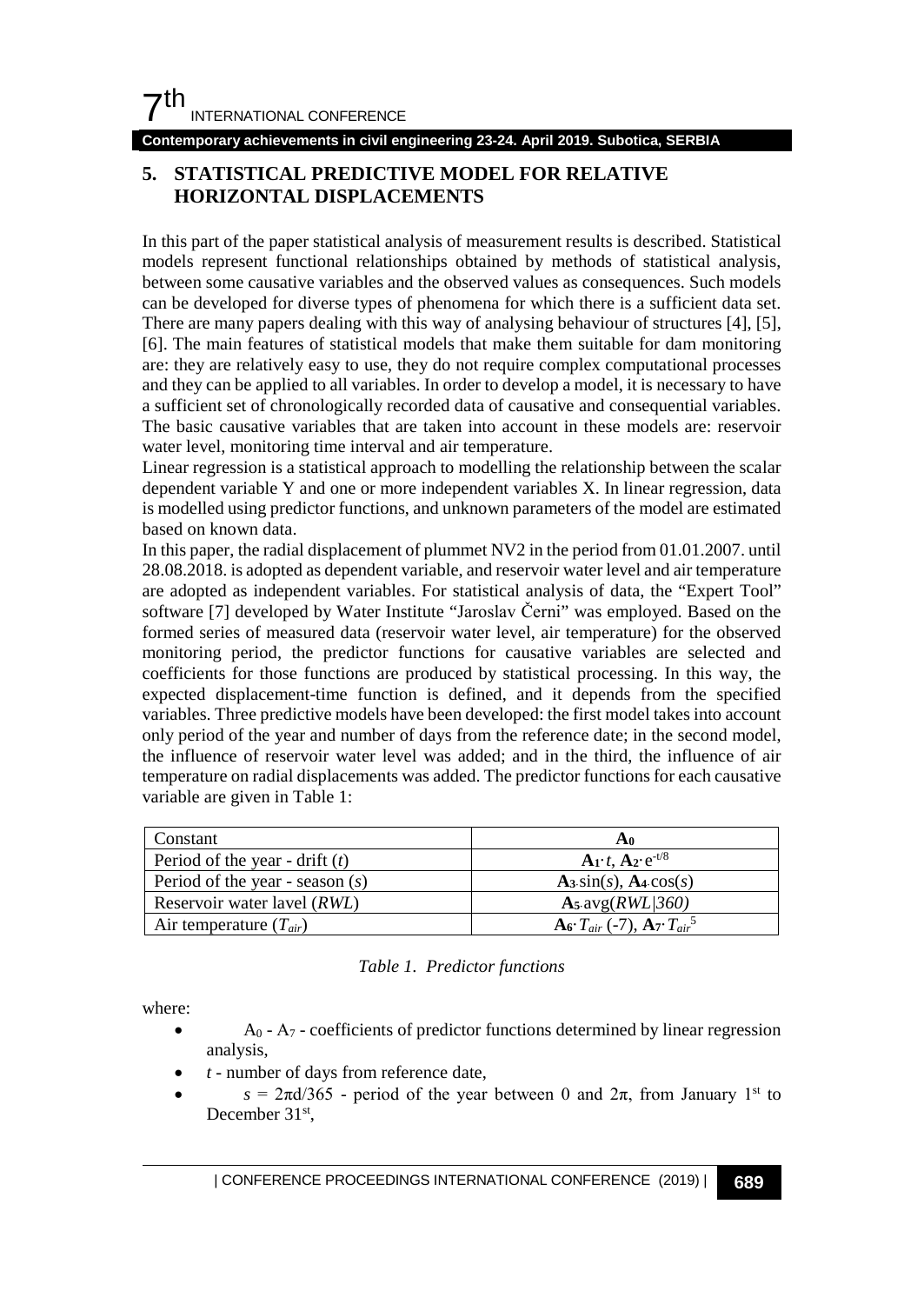## 5. STATISTICAL PREDICTIVE MODEL FOR RELATIVE HORIZONTAL DISPLACEMENTS

In this part of the paper statistical analysis of measurement results is described. Statistical models represent functional relationships obtained by methods of statistical analysis, between some causative variables and the observed values as consequences. Such models can be developed for diverse types of phenomena for which there is a sufficient data set. There are many papers dealing with this way of analysing behaviour of structures [4], [5], [6]. The main features of statistical models that make them suitable for dam monitoring are: they are relatively easy to use, they do not require complex computational processes and they can be applied to all variables. In order to develop a model, it is necessary to have a sufficient set of chronologically recorded data of causative and consequential variables. The basic causative variables that are taken into account in these models are: reservoir water level, monitoring time interval and air temperature.

Linear regression is a statistical approach to modelling the relationship between the scalar dependent variable Y and one or more independent variables X. In linear regression, data is modelled using predictor functions, and unknown parameters of the model are estimated based on known data.

In this paper, the radial displacement of plummet NV2 in the period from 01.01.2007. until 28.08.2018. is adopted as dependent variable, and reservoir water level and air temperature are adopted as independent variables. For statistical analysis of data, the "Expert Tool" software [7] developed by Water Institute "Jaroslav Černi" was employed. Based on the formed series of measured data (reservoir water level, air temperature) for the observed monitoring period, the predictor functions for causative variables are selected and coefficients for those functions are produced by statistical processing. In this way, the expected displacement-time function is defined, and it depends from the specified variables. Three predictive models have been developed: the first model takes into account only period of the year and number of days from the reference date; in the second model, the influence of reservoir water level was added; and in the third, the influence of air temperature on radial displacements was added. The predictor functions for each causative variable are given in Table 1:

| Constant | $\mathbf{A_0}$ |
|---|---|
| Period of the year - drift ($t$) | $\mathbf{A_1} \cdot t$, $\mathbf{A_2} \cdot e^{-t/8}$ |
| Period of the year - season ($s$) | $\mathbf{A_3} \cdot \sin(s)$, $\mathbf{A_4} \cdot \cos(s)$ |
| Reservoir water level ($RWL$) | $\mathbf{A_5} \cdot \mathrm{avg}(RWL\|360)$ |
| Air temperature ($T_{air}$) | $\mathbf{A_6} \cdot T_{air}\,(-7)$, $\mathbf{A_7} \cdot T_{air}^{5}$ |

*Table 1. Predictor functions*

where:

- $A_0$ - $A_7$ - coefficients of predictor functions determined by linear regression analysis,
- $t$ - number of days from reference date,
- $s = 2\pi d/365$ - period of the year between 0 and $2\pi$, from January 1st to December 31st,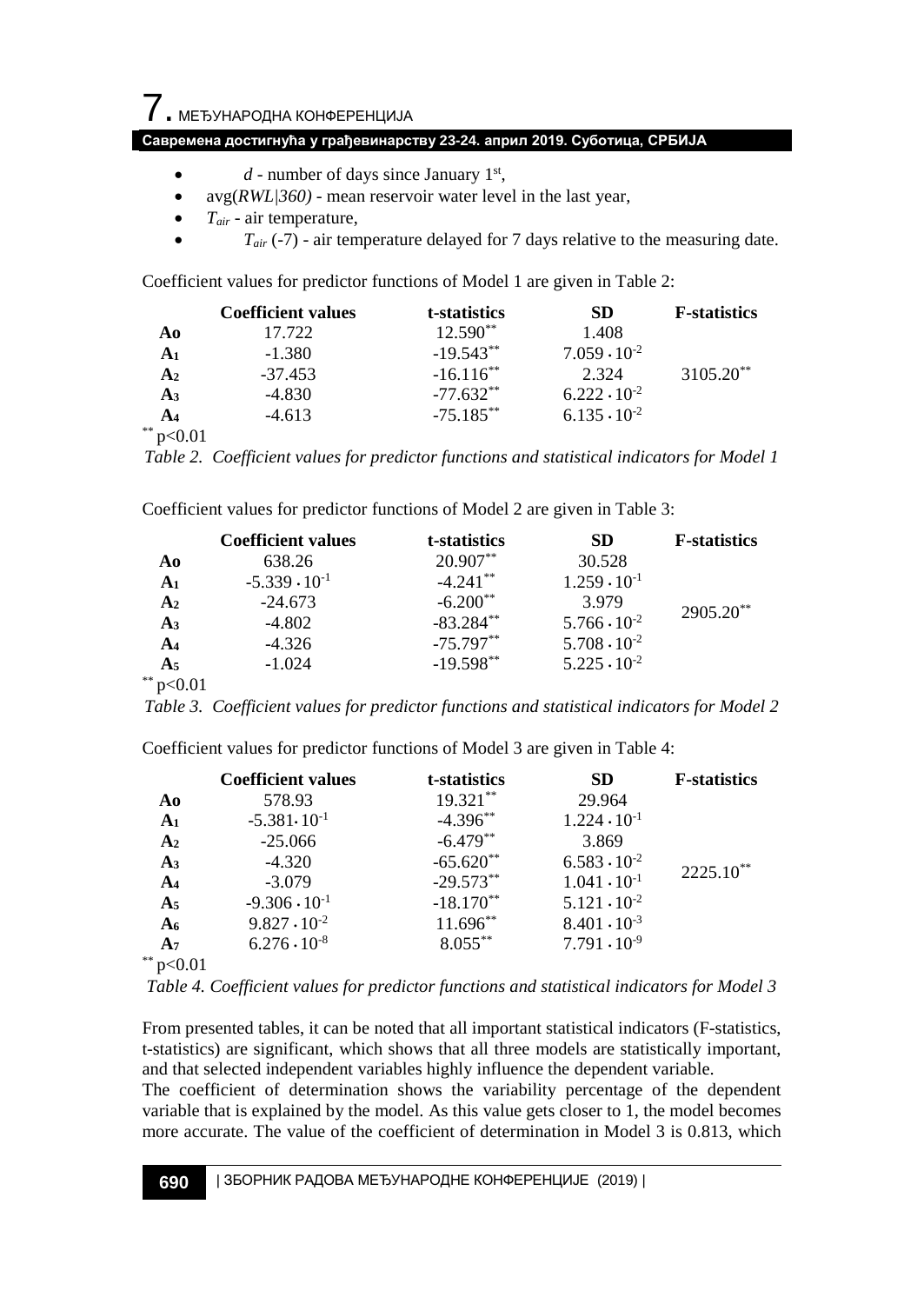- $d$ - number of days since January 1st,
- avg($RWL|360$) - mean reservoir water level in the last year,
- $T_{air}$ - air temperature,
- $T_{air}$ (-7) - air temperature delayed for 7 days relative to the measuring date.

Coefficient values for predictor functions of Model 1 are given in Table 2:

| | Coefficient values | t-statistics | SD | F-statistics |
|---|---|---|---|---|
| $A_0$ | 17.722 | $12.590^{**}$ | 1.408 | |
| $A_1$ | -1.380 | $-19.543^{**}$ | $7.059 \cdot 10^{-2}$ | |
| $A_2$ | -37.453 | $-16.116^{**}$ | 2.324 | $3105.20^{**}$ |
| $A_3$ | -4.830 | $-77.632^{**}$ | $6.222 \cdot 10^{-2}$ | |
| $A_4$ | -4.613 | $-75.185^{**}$ | $6.135 \cdot 10^{-2}$ | |

$^{**}$ $p<0.01$

*Table 2. Coefficient values for predictor functions and statistical indicators for Model 1*

Coefficient values for predictor functions of Model 2 are given in Table 3:

| | Coefficient values | t-statistics | SD | F-statistics |
|---|---|---|---|---|
| $A_0$ | 638.26 | $20.907^{**}$ | 30.528 | |
| $A_1$ | $-5.339 \cdot 10^{-1}$ | $-4.241^{**}$ | $1.259 \cdot 10^{-1}$ | |
| $A_2$ | -24.673 | $-6.200^{**}$ | 3.979 | $2905.20^{**}$ |
| $A_3$ | -4.802 | $-83.284^{**}$ | $5.766 \cdot 10^{-2}$ | |
| $A_4$ | -4.326 | $-75.797^{**}$ | $5.708 \cdot 10^{-2}$ | |
| $A_5$ | -1.024 | $-19.598^{**}$ | $5.225 \cdot 10^{-2}$ | |

$^{**}$ $p<0.01$

*Table 3. Coefficient values for predictor functions and statistical indicators for Model 2*

Coefficient values for predictor functions of Model 3 are given in Table 4:

| | Coefficient values | t-statistics | SD | F-statistics |
|---|---|---|---|---|
| $A_0$ | 578.93 | $19.321^{**}$ | 29.964 | |
| $A_1$ | $-5.381 \cdot 10^{-1}$ | $-4.396^{**}$ | $1.224 \cdot 10^{-1}$ | |
| $A_2$ | -25.066 | $-6.479^{**}$ | 3.869 | |
| $A_3$ | -4.320 | $-65.620^{**}$ | $6.583 \cdot 10^{-2}$ | $2225.10^{**}$ |
| $A_4$ | -3.079 | $-29.573^{**}$ | $1.041 \cdot 10^{-1}$ | |
| $A_5$ | $-9.306 \cdot 10^{-1}$ | $-18.170^{**}$ | $5.121 \cdot 10^{-2}$ | |
| $A_6$ | $9.827 \cdot 10^{-2}$ | $11.696^{**}$ | $8.401 \cdot 10^{-3}$ | |
| $A_7$ | $6.276 \cdot 10^{-8}$ | $8.055^{**}$ | $7.791 \cdot 10^{-9}$ | |

$^{**}$ $p<0.01$

*Table 4. Coefficient values for predictor functions and statistical indicators for Model 3*

From presented tables, it can be noted that all important statistical indicators (F-statistics, t-statistics) are significant, which shows that all three models are statistically important, and that selected independent variables highly influence the dependent variable.

The coefficient of determination shows the variability percentage of the dependent variable that is explained by the model. As this value gets closer to 1, the model becomes more accurate. The value of the coefficient of determination in Model 3 is 0.813, which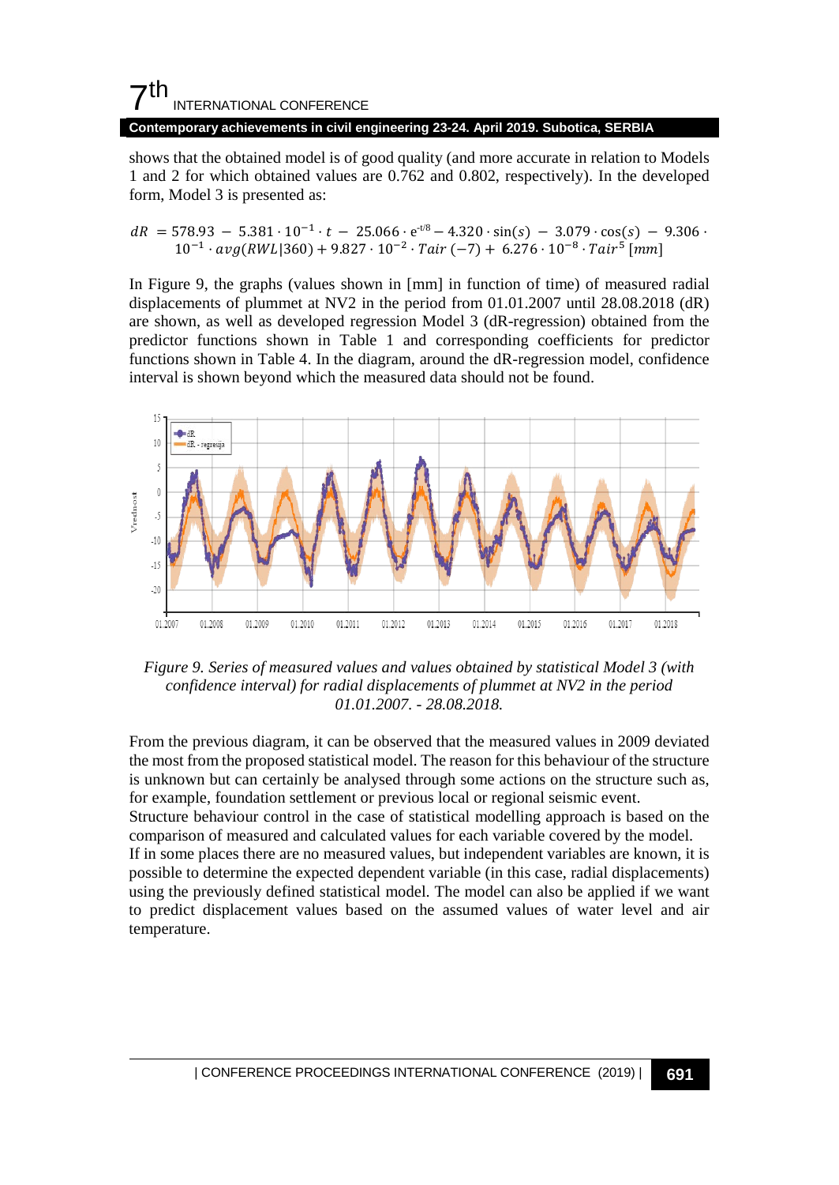shows that the obtained model is of good quality (and more accurate in relation to Models 1 and 2 for which obtained values are 0.762 and 0.802, respectively). In the developed form, Model 3 is presented as:

$$dR = 578.93 - 5.381 \cdot 10^{-1} \cdot t - 25.066 \cdot e^{-t/8} - 4.320 \cdot \sin(s) - 3.079 \cdot \cos(s) - 9.306 \cdot 10^{-1} \cdot avg(RWL|360) + 9.827 \cdot 10^{-2} \cdot Tair\,(-7) + 6.276 \cdot 10^{-8} \cdot Tair^{5}\ [mm]$$

In Figure 9, the graphs (values shown in [mm] in function of time) of measured radial displacements of plummet at NV2 in the period from 01.01.2007 until 28.08.2018 (dR) are shown, as well as developed regression Model 3 (dR-regression) obtained from the predictor functions shown in Table 1 and corresponding coefficients for predictor functions shown in Table 4. In the diagram, around the dR-regression model, confidence interval is shown beyond which the measured data should not be found.

*Figure 9. Series of measured values and values obtained by statistical Model 3 (with confidence interval) for radial displacements of plummet at NV2 in the period 01.01.2007. - 28.08.2018.*

From the previous diagram, it can be observed that the measured values in 2009 deviated the most from the proposed statistical model. The reason for this behaviour of the structure is unknown but can certainly be analysed through some actions on the structure such as, for example, foundation settlement or previous local or regional seismic event.

Structure behaviour control in the case of statistical modelling approach is based on the comparison of measured and calculated values for each variable covered by the model.

If in some places there are no measured values, but independent variables are known, it is possible to determine the expected dependent variable (in this case, radial displacements) using the previously defined statistical model. The model can also be applied if we want to predict displacement values based on the assumed values of water level and air temperature.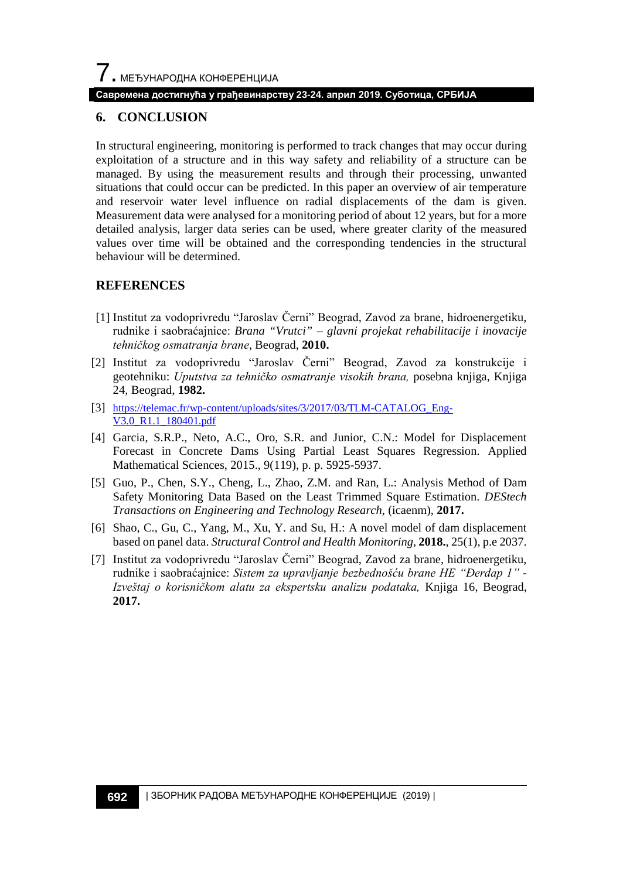## 6. CONCLUSION

In structural engineering, monitoring is performed to track changes that may occur during exploitation of a structure and in this way safety and reliability of a structure can be managed. By using the measurement results and through their processing, unwanted situations that could occur can be predicted. In this paper an overview of air temperature and reservoir water level influence on radial displacements of the dam is given. Measurement data were analysed for a monitoring period of about 12 years, but for a more detailed analysis, larger data series can be used, where greater clarity of the measured values over time will be obtained and the corresponding tendencies in the structural behaviour will be determined.

## REFERENCES

[1] Institut za vodoprivredu "Jaroslav Černi" Beograd, Zavod za brane, hidroenergetiku, rudnike i saobraćajnice: *Brana "Vrutci" – glavni projekat rehabilitacije i inovacije tehničkog osmatranja brane*, Beograd, **2010.**

[2] Institut za vodoprivredu "Jaroslav Černi" Beograd, Zavod za konstrukcije i geotehniku: *Uputstva za tehničko osmatranje visokih brana,* posebna knjiga, Knjiga 24, Beograd, **1982.**

[3] https://telemac.fr/wp-content/uploads/sites/3/2017/03/TLM-CATALOG_Eng-V3.0_R1.1_180401.pdf

[4] Garcia, S.R.P., Neto, A.C., Oro, S.R. and Junior, C.N.: Model for Displacement Forecast in Concrete Dams Using Partial Least Squares Regression. Applied Mathematical Sciences, 2015., 9(119), p. p. 5925-5937.

[5] Guo, P., Chen, S.Y., Cheng, L., Zhao, Z.M. and Ran, L.: Analysis Method of Dam Safety Monitoring Data Based on the Least Trimmed Square Estimation. *DEStech Transactions on Engineering and Technology Research*, (icaenm), **2017.**

[6] Shao, C., Gu, C., Yang, M., Xu, Y. and Su, H.: A novel model of dam displacement based on panel data. *Structural Control and Health Monitoring*, **2018.**, 25(1), p.e 2037.

[7] Institut za vodoprivredu "Jaroslav Černi" Beograd, Zavod za brane, hidroenergetiku, rudnike i saobraćajnice: *Sistem za upravljanje bezbednošću brane HE "Đerdap 1" - Izveštaj o korisničkom alatu za ekspertsku analizu podataka,* Knjiga 16, Beograd, **2017.**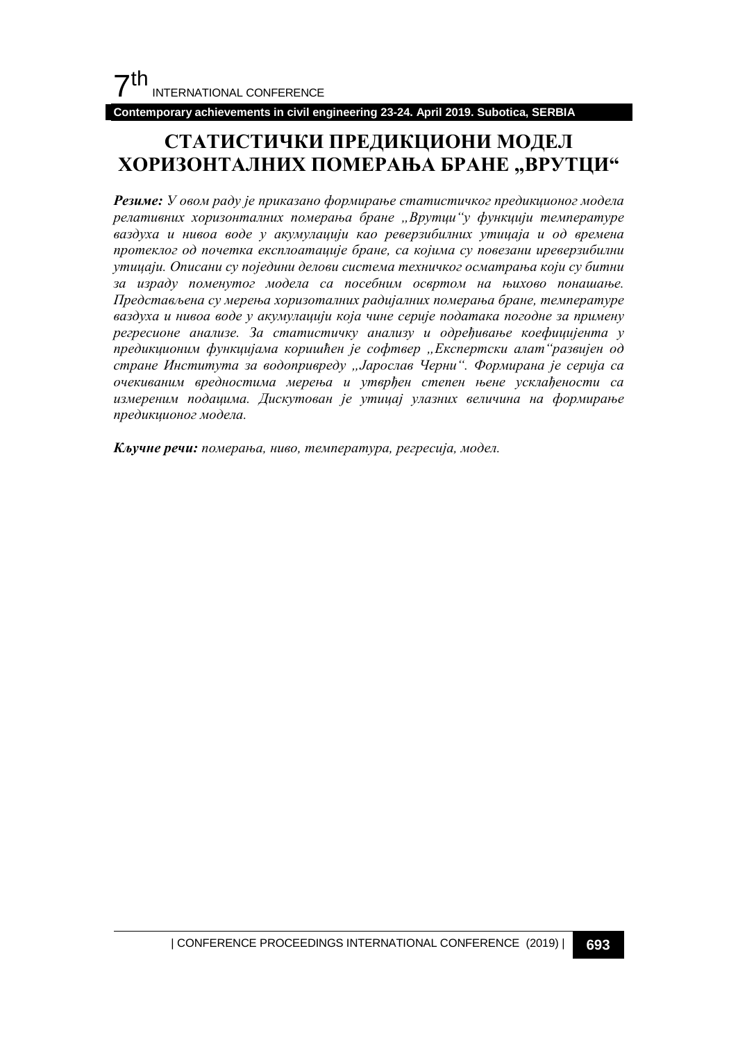# СТАТИСТИЧКИ ПРЕДИКЦИОНИ МОДЕЛ ХОРИЗОНТАЛНИХ ПОМЕРАЊА БРАНЕ „ВРУТЦИ“

***Резиме:*** *У овом раду је приказано формирање статистичког предикционог модела релативних хоризонталних померања бране „Врутци“у функцији температуре ваздуха и нивоа воде у акумулацији као реверзибилних утицаја и од времена протеклог од почетка експлоатације бране, са којима су повезани иреверзибилни утицаји. Описани су поједини делови система техничког осматрања који су битни за израду поменутог модела са посебним освртом на њихово понашање. Представљена су мерења хоризоталних радијалних померања бране, температуре ваздуха и нивоа воде у акумулацији која чине серије података погодне за примену регресионе анализе. За статистичку анализу и одређивање коефицијента у предикционим функцијама коришћен је софтвер „Експертски алат“развијен од стране Института за водопривреду „Јарослав Черни“. Формирана је серија са очекиваним вредностима мерења и утврђен степен њене усклађености са измереним подацима. Дискутован је утицај улазних величина на формирање предикционог модела.*

***Кључне речи:*** *померања, ниво, температура, регресија, модел.*